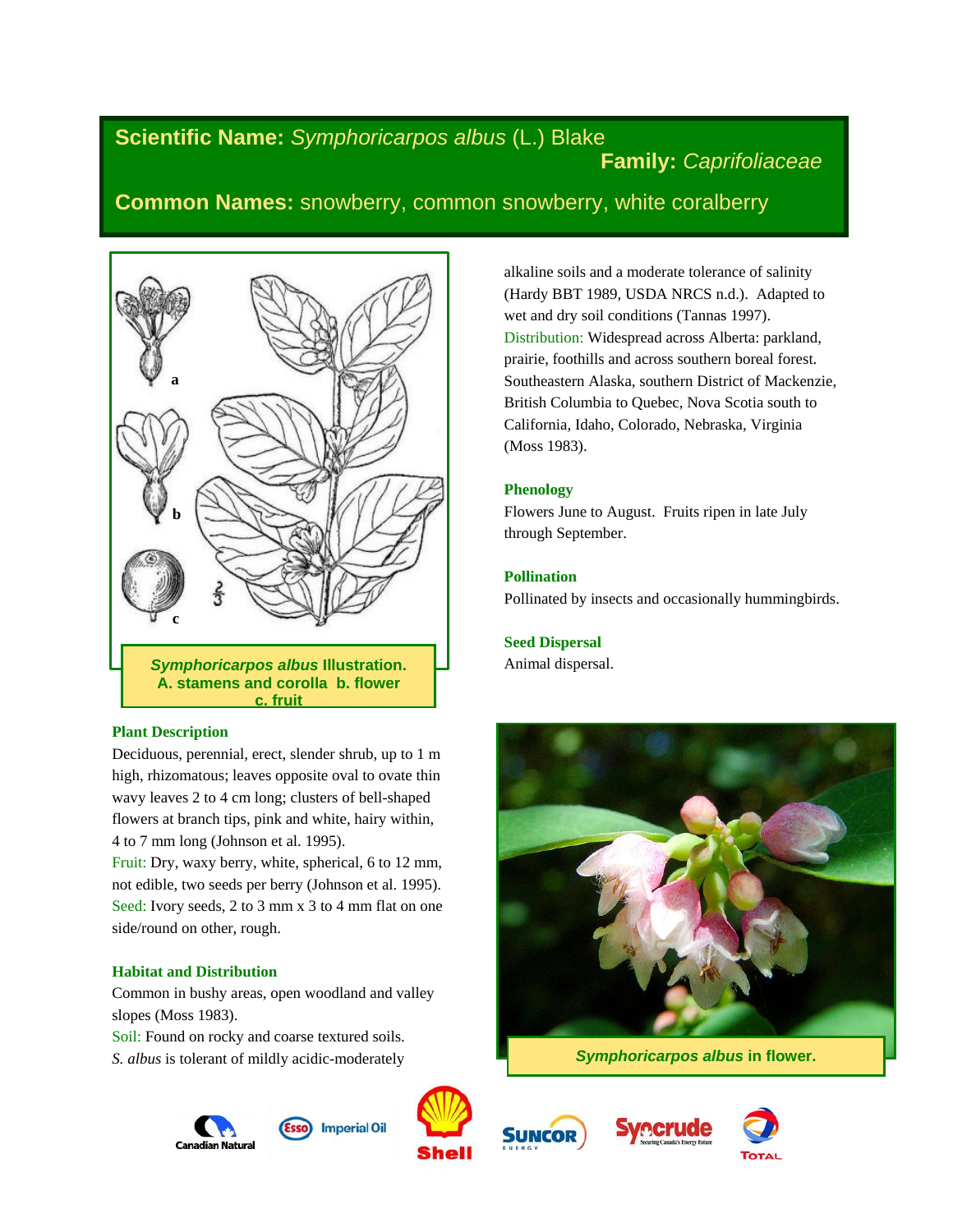**Scientific Name:** *Symphoricarpos albus* (L.) Blake

**Family:** *Caprifoliaceae*

**Common Names:** snowberry, common snowberry, white coralberry

***Symphoricarpos albus* Illustration.**
**A. stamens and corolla b. flower c. fruit**

### Plant Description

Deciduous, perennial, erect, slender shrub, up to 1 m high, rhizomatous; leaves opposite oval to ovate thin wavy leaves 2 to 4 cm long; clusters of bell-shaped flowers at branch tips, pink and white, hairy within, 4 to 7 mm long (Johnson et al. 1995).

Fruit: Dry, waxy berry, white, spherical, 6 to 12 mm, not edible, two seeds per berry (Johnson et al. 1995).

Seed: Ivory seeds, 2 to 3 mm x 3 to 4 mm flat on one side/round on other, rough.

### Habitat and Distribution

Common in bushy areas, open woodland and valley slopes (Moss 1983).

Soil: Found on rocky and coarse textured soils. *S. albus* is tolerant of mildly acidic-moderately alkaline soils and a moderate tolerance of salinity (Hardy BBT 1989, USDA NRCS n.d.). Adapted to wet and dry soil conditions (Tannas 1997).

Distribution: Widespread across Alberta: parkland, prairie, foothills and across southern boreal forest. Southeastern Alaska, southern District of Mackenzie, British Columbia to Quebec, Nova Scotia south to California, Idaho, Colorado, Nebraska, Virginia (Moss 1983).

### Phenology

Flowers June to August. Fruits ripen in late July through September.

### Pollination

Pollinated by insects and occasionally hummingbirds.

### Seed Dispersal

Animal dispersal.

***Symphoricarpos albus* in flower.**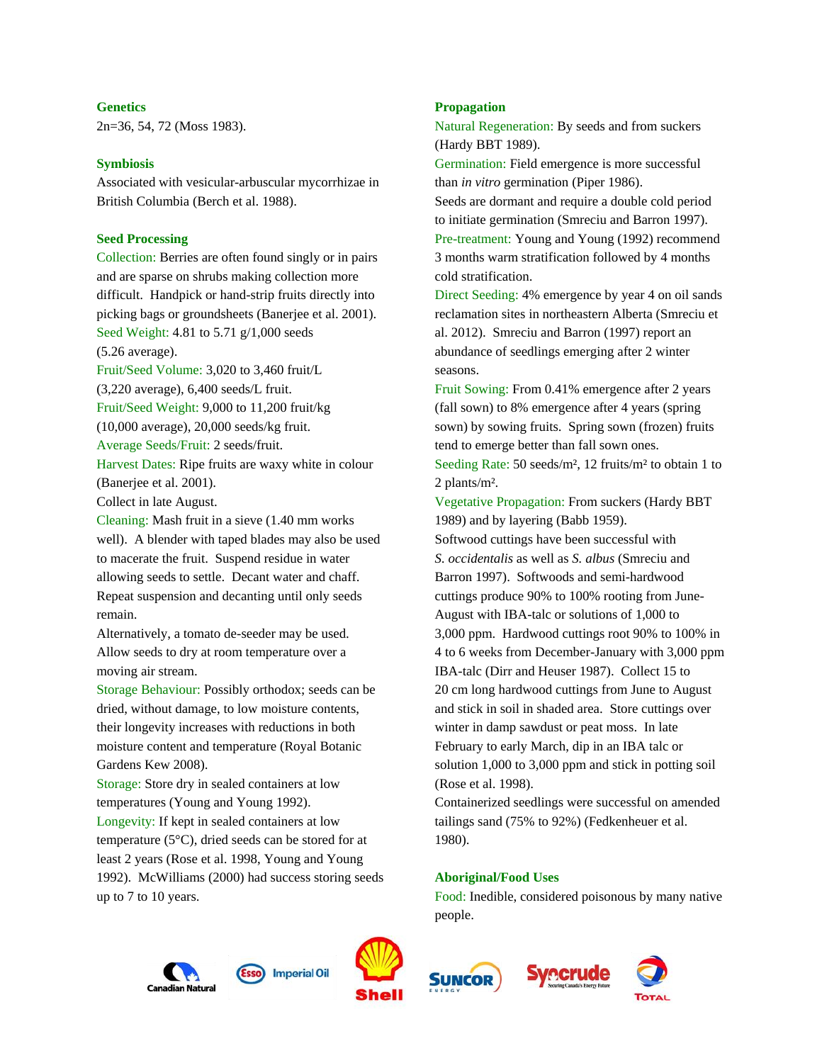### Genetics

2n=36, 54, 72 (Moss 1983).

### Symbiosis

Associated with vesicular-arbuscular mycorrhizae in British Columbia (Berch et al. 1988).

### Seed Processing

Collection: Berries are often found singly or in pairs and are sparse on shrubs making collection more difficult. Handpick or hand-strip fruits directly into picking bags or groundsheets (Banerjee et al. 2001).

Seed Weight: 4.81 to 5.71 g/1,000 seeds (5.26 average).

Fruit/Seed Volume: 3,020 to 3,460 fruit/L (3,220 average), 6,400 seeds/L fruit.

Fruit/Seed Weight: 9,000 to 11,200 fruit/kg (10,000 average), 20,000 seeds/kg fruit.

Average Seeds/Fruit: 2 seeds/fruit.

Harvest Dates: Ripe fruits are waxy white in colour (Banerjee et al. 2001).

Collect in late August.

Cleaning: Mash fruit in a sieve (1.40 mm works well). A blender with taped blades may also be used to macerate the fruit. Suspend residue in water allowing seeds to settle. Decant water and chaff. Repeat suspension and decanting until only seeds remain.

Alternatively, a tomato de-seeder may be used. Allow seeds to dry at room temperature over a moving air stream.

Storage Behaviour: Possibly orthodox; seeds can be dried, without damage, to low moisture contents, their longevity increases with reductions in both moisture content and temperature (Royal Botanic Gardens Kew 2008).

Storage: Store dry in sealed containers at low temperatures (Young and Young 1992).

Longevity: If kept in sealed containers at low temperature (5°C), dried seeds can be stored for at least 2 years (Rose et al. 1998, Young and Young 1992). McWilliams (2000) had success storing seeds up to 7 to 10 years.

### Propagation

Natural Regeneration: By seeds and from suckers (Hardy BBT 1989).

Germination: Field emergence is more successful than *in vitro* germination (Piper 1986).

Seeds are dormant and require a double cold period to initiate germination (Smreciu and Barron 1997).

Pre-treatment: Young and Young (1992) recommend 3 months warm stratification followed by 4 months cold stratification.

Direct Seeding: 4% emergence by year 4 on oil sands reclamation sites in northeastern Alberta (Smreciu et al. 2012). Smreciu and Barron (1997) report an abundance of seedlings emerging after 2 winter seasons.

Fruit Sowing: From 0.41% emergence after 2 years (fall sown) to 8% emergence after 4 years (spring sown) by sowing fruits. Spring sown (frozen) fruits tend to emerge better than fall sown ones.

Seeding Rate: 50 seeds/m², 12 fruits/m² to obtain 1 to 2 plants/m².

Vegetative Propagation: From suckers (Hardy BBT 1989) and by layering (Babb 1959).

Softwood cuttings have been successful with *S. occidentalis* as well as *S. albus* (Smreciu and Barron 1997). Softwoods and semi-hardwood cuttings produce 90% to 100% rooting from June-August with IBA-talc or solutions of 1,000 to 3,000 ppm. Hardwood cuttings root 90% to 100% in 4 to 6 weeks from December-January with 3,000 ppm IBA-talc (Dirr and Heuser 1987). Collect 15 to 20 cm long hardwood cuttings from June to August and stick in soil in shaded area. Store cuttings over winter in damp sawdust or peat moss. In late February to early March, dip in an IBA talc or solution 1,000 to 3,000 ppm and stick in potting soil (Rose et al. 1998).

Containerized seedlings were successful on amended tailings sand (75% to 92%) (Fedkenheuer et al. 1980).

### Aboriginal/Food Uses

Food: Inedible, considered poisonous by many native people.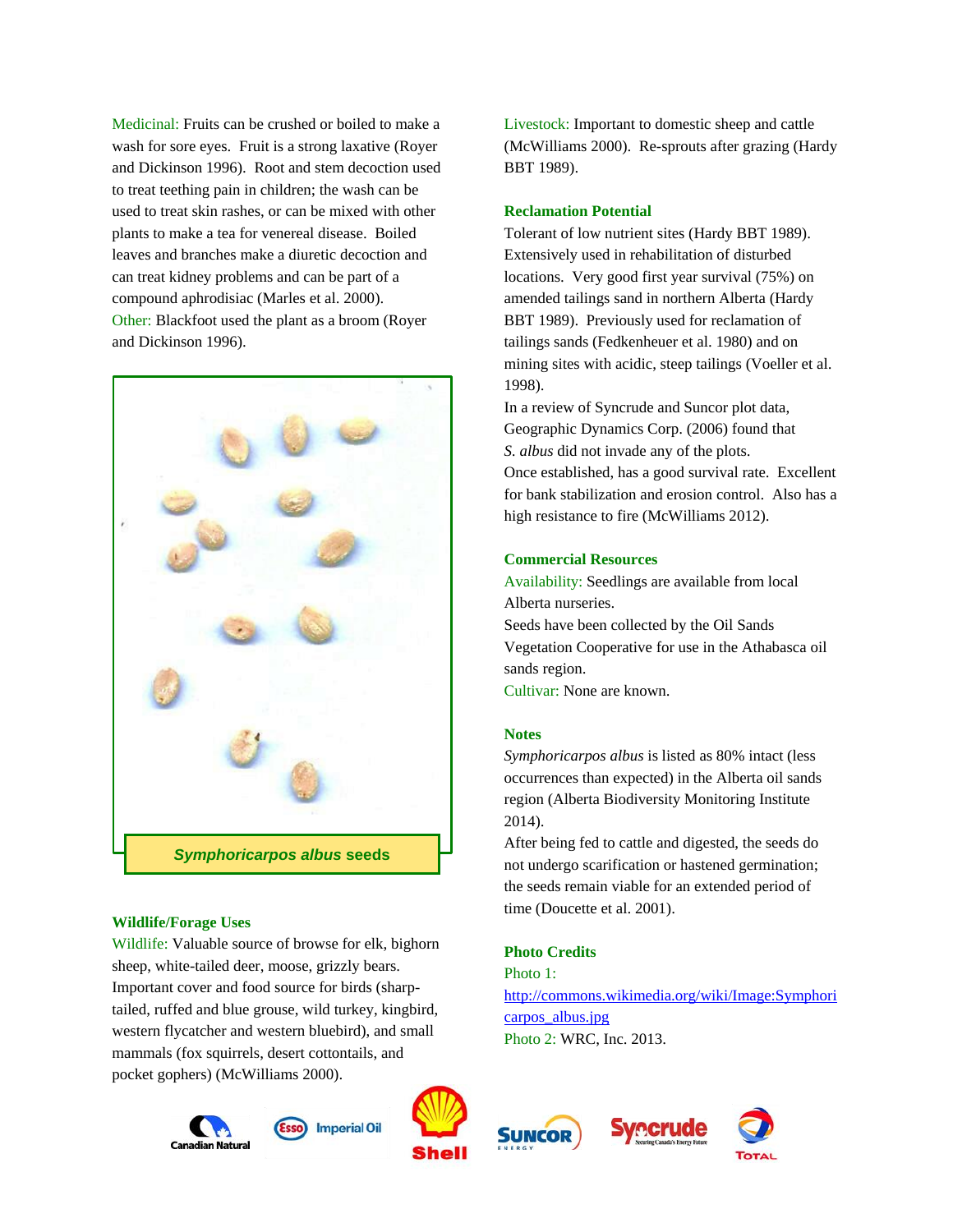Medicinal: Fruits can be crushed or boiled to make a wash for sore eyes. Fruit is a strong laxative (Royer and Dickinson 1996). Root and stem decoction used to treat teething pain in children; the wash can be used to treat skin rashes, or can be mixed with other plants to make a tea for venereal disease. Boiled leaves and branches make a diuretic decoction and can treat kidney problems and can be part of a compound aphrodisiac (Marles et al. 2000).
Other: Blackfoot used the plant as a broom (Royer and Dickinson 1996).

***Symphoricarpos albus* seeds**

### Wildlife/Forage Uses

Wildlife: Valuable source of browse for elk, bighorn sheep, white-tailed deer, moose, grizzly bears. Important cover and food source for birds (sharp-tailed, ruffed and blue grouse, wild turkey, kingbird, western flycatcher and western bluebird), and small mammals (fox squirrels, desert cottontails, and pocket gophers) (McWilliams 2000).

Livestock: Important to domestic sheep and cattle (McWilliams 2000). Re-sprouts after grazing (Hardy BBT 1989).

### Reclamation Potential

Tolerant of low nutrient sites (Hardy BBT 1989). Extensively used in rehabilitation of disturbed locations. Very good first year survival (75%) on amended tailings sand in northern Alberta (Hardy BBT 1989). Previously used for reclamation of tailings sands (Fedkenheuer et al. 1980) and on mining sites with acidic, steep tailings (Voeller et al. 1998).
In a review of Syncrude and Suncor plot data, Geographic Dynamics Corp. (2006) found that *S. albus* did not invade any of the plots.
Once established, has a good survival rate. Excellent for bank stabilization and erosion control. Also has a high resistance to fire (McWilliams 2012).

### Commercial Resources

Availability: Seedlings are available from local Alberta nurseries.
Seeds have been collected by the Oil Sands Vegetation Cooperative for use in the Athabasca oil sands region.
Cultivar: None are known.

### Notes

*Symphoricarpos albus* is listed as 80% intact (less occurrences than expected) in the Alberta oil sands region (Alberta Biodiversity Monitoring Institute 2014).
After being fed to cattle and digested, the seeds do not undergo scarification or hastened germination; the seeds remain viable for an extended period of time (Doucette et al. 2001).

### Photo Credits

Photo 1: http://commons.wikimedia.org/wiki/Image:Symphoricarpos_albus.jpg
Photo 2: WRC, Inc. 2013.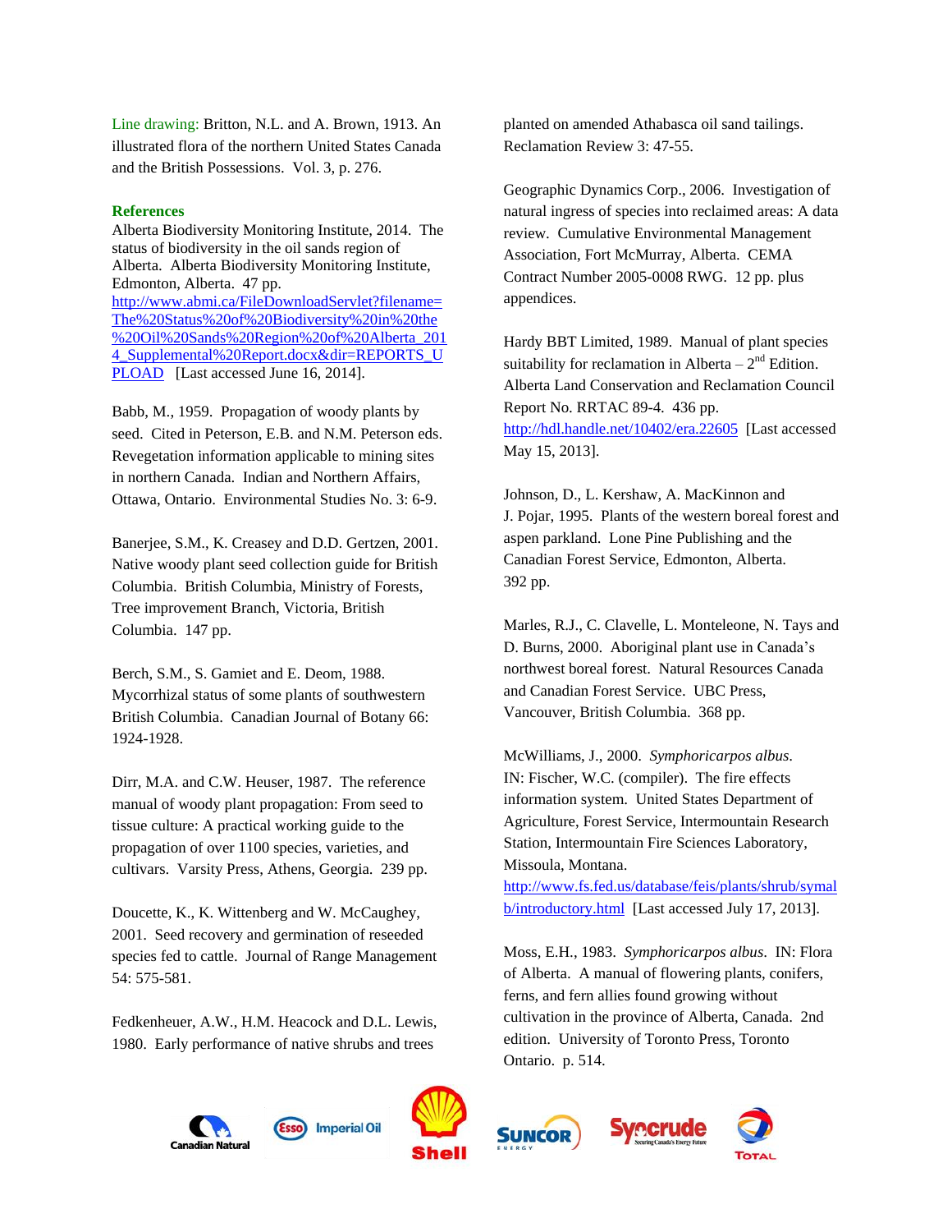Line drawing: Britton, N.L. and A. Brown, 1913. An illustrated flora of the northern United States Canada and the British Possessions. Vol. 3, p. 276.

**References**

Alberta Biodiversity Monitoring Institute, 2014. The status of biodiversity in the oil sands region of Alberta. Alberta Biodiversity Monitoring Institute, Edmonton, Alberta. 47 pp. http://www.abmi.ca/FileDownloadServlet?filename=The%20Status%20of%20Biodiversity%20in%20the%20Oil%20Sands%20Region%20of%20Alberta_2014_Supplemental%20Report.docx&dir=REPORTS_UPLOAD [Last accessed June 16, 2014].

Babb, M., 1959. Propagation of woody plants by seed. Cited in Peterson, E.B. and N.M. Peterson eds. Revegetation information applicable to mining sites in northern Canada. Indian and Northern Affairs, Ottawa, Ontario. Environmental Studies No. 3: 6-9.

Banerjee, S.M., K. Creasey and D.D. Gertzen, 2001. Native woody plant seed collection guide for British Columbia. British Columbia, Ministry of Forests, Tree improvement Branch, Victoria, British Columbia. 147 pp.

Berch, S.M., S. Gamiet and E. Deom, 1988. Mycorrhizal status of some plants of southwestern British Columbia. Canadian Journal of Botany 66: 1924-1928.

Dirr, M.A. and C.W. Heuser, 1987. The reference manual of woody plant propagation: From seed to tissue culture: A practical working guide to the propagation of over 1100 species, varieties, and cultivars. Varsity Press, Athens, Georgia. 239 pp.

Doucette, K., K. Wittenberg and W. McCaughey, 2001. Seed recovery and germination of reseeded species fed to cattle. Journal of Range Management 54: 575-581.

Fedkenheuer, A.W., H.M. Heacock and D.L. Lewis, 1980. Early performance of native shrubs and trees planted on amended Athabasca oil sand tailings. Reclamation Review 3: 47-55.

Geographic Dynamics Corp., 2006. Investigation of natural ingress of species into reclaimed areas: A data review. Cumulative Environmental Management Association, Fort McMurray, Alberta. CEMA Contract Number 2005-0008 RWG. 12 pp. plus appendices.

Hardy BBT Limited, 1989. Manual of plant species suitability for reclamation in Alberta – 2nd Edition. Alberta Land Conservation and Reclamation Council Report No. RRTAC 89-4. 436 pp. http://hdl.handle.net/10402/era.22605 [Last accessed May 15, 2013].

Johnson, D., L. Kershaw, A. MacKinnon and J. Pojar, 1995. Plants of the western boreal forest and aspen parkland. Lone Pine Publishing and the Canadian Forest Service, Edmonton, Alberta. 392 pp.

Marles, R.J., C. Clavelle, L. Monteleone, N. Tays and D. Burns, 2000. Aboriginal plant use in Canada's northwest boreal forest. Natural Resources Canada and Canadian Forest Service. UBC Press, Vancouver, British Columbia. 368 pp.

McWilliams, J., 2000. *Symphoricarpos albus*. IN: Fischer, W.C. (compiler). The fire effects information system. United States Department of Agriculture, Forest Service, Intermountain Research Station, Intermountain Fire Sciences Laboratory, Missoula, Montana. http://www.fs.fed.us/database/feis/plants/shrub/symalb/introductory.html [Last accessed July 17, 2013].

Moss, E.H., 1983. *Symphoricarpos albus*. IN: Flora of Alberta. A manual of flowering plants, conifers, ferns, and fern allies found growing without cultivation in the province of Alberta, Canada. 2nd edition. University of Toronto Press, Toronto Ontario. p. 514.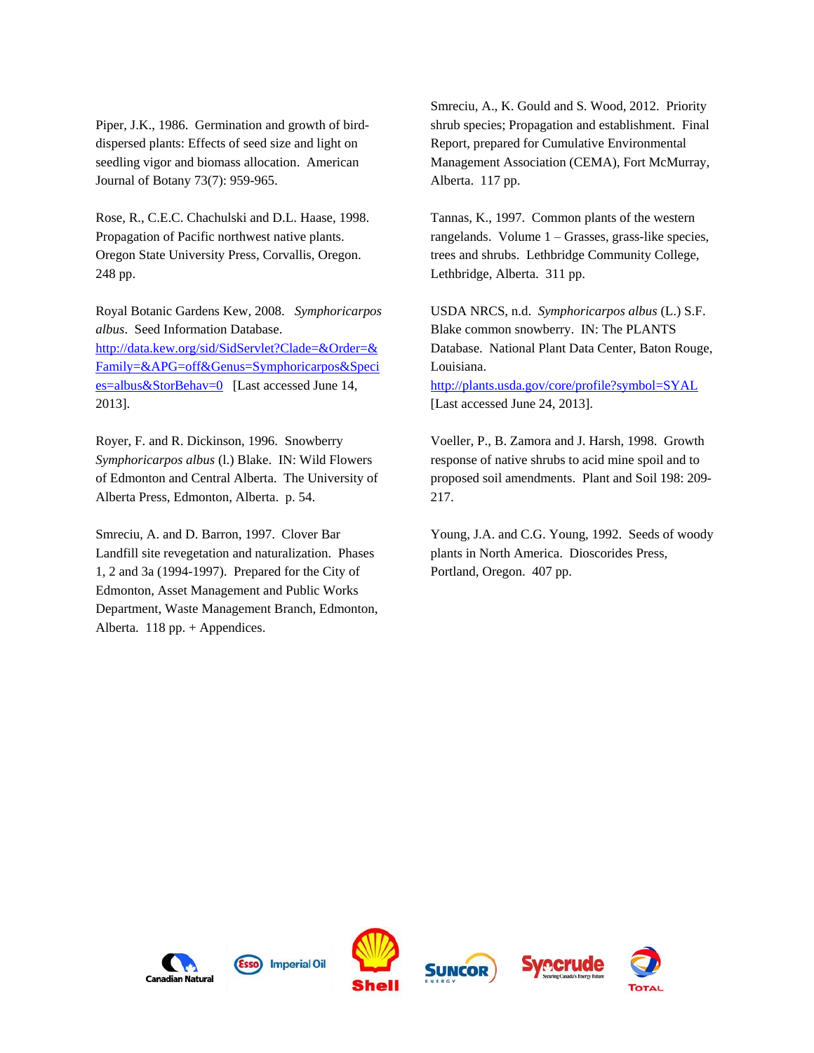Piper, J.K., 1986. Germination and growth of bird-dispersed plants: Effects of seed size and light on seedling vigor and biomass allocation. American Journal of Botany 73(7): 959-965.

Rose, R., C.E.C. Chachulski and D.L. Haase, 1998. Propagation of Pacific northwest native plants. Oregon State University Press, Corvallis, Oregon. 248 pp.

Royal Botanic Gardens Kew, 2008. *Symphoricarpos albus*. Seed Information Database. http://data.kew.org/sid/SidServlet?Clade=&Order=&Family=&APG=off&Genus=Symphoricarpos&Species=albus&StorBehav=0 [Last accessed June 14, 2013].

Royer, F. and R. Dickinson, 1996. Snowberry *Symphoricarpos albus* (l.) Blake. IN: Wild Flowers of Edmonton and Central Alberta. The University of Alberta Press, Edmonton, Alberta. p. 54.

Smreciu, A. and D. Barron, 1997. Clover Bar Landfill site revegetation and naturalization. Phases 1, 2 and 3a (1994-1997). Prepared for the City of Edmonton, Asset Management and Public Works Department, Waste Management Branch, Edmonton, Alberta. 118 pp. + Appendices.

Smreciu, A., K. Gould and S. Wood, 2012. Priority shrub species; Propagation and establishment. Final Report, prepared for Cumulative Environmental Management Association (CEMA), Fort McMurray, Alberta. 117 pp.

Tannas, K., 1997. Common plants of the western rangelands. Volume 1 – Grasses, grass-like species, trees and shrubs. Lethbridge Community College, Lethbridge, Alberta. 311 pp.

USDA NRCS, n.d. *Symphoricarpos albus* (L.) S.F. Blake common snowberry. IN: The PLANTS Database. National Plant Data Center, Baton Rouge, Louisiana. http://plants.usda.gov/core/profile?symbol=SYAL [Last accessed June 24, 2013].

Voeller, P., B. Zamora and J. Harsh, 1998. Growth response of native shrubs to acid mine spoil and to proposed soil amendments. Plant and Soil 198: 209-217.

Young, J.A. and C.G. Young, 1992. Seeds of woody plants in North America. Dioscorides Press, Portland, Oregon. 407 pp.